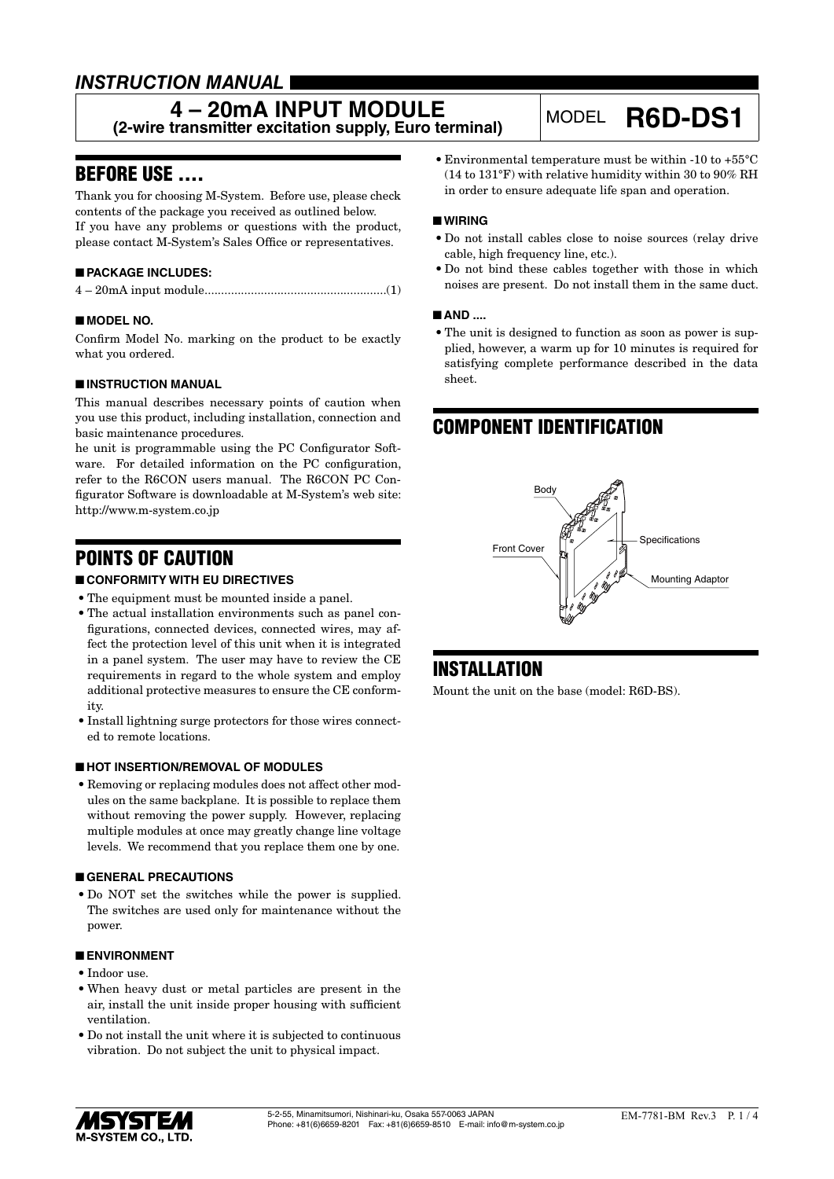# INSTRUCTION MANUAL

## 4 – 20mA INPUT MODULE (2-wire transmitter excitation supply, Euro terminal)

MODEL **R6D-DS1**

## BEFORE USE ....

Thank you for choosing M-System. Before use, please check contents of the package you received as outlined below.
If you have any problems or questions with the product, please contact M-System's Sales Office or representatives.

### ■ PACKAGE INCLUDES:

4 – 20mA input module.......................................................(1)

### ■ MODEL NO.

Confirm Model No. marking on the product to be exactly what you ordered.

### ■ INSTRUCTION MANUAL

This manual describes necessary points of caution when you use this product, including installation, connection and basic maintenance procedures.
he unit is programmable using the PC Configurator Software. For detailed information on the PC configuration, refer to the R6CON users manual. The R6CON PC Configurator Software is downloadable at M-System's web site: http://www.m-system.co.jp

## POINTS OF CAUTION

### ■ CONFORMITY WITH EU DIRECTIVES

- The equipment must be mounted inside a panel.
- The actual installation environments such as panel configurations, connected devices, connected wires, may affect the protection level of this unit when it is integrated in a panel system. The user may have to review the CE requirements in regard to the whole system and employ additional protective measures to ensure the CE conformity.
- Install lightning surge protectors for those wires connected to remote locations.

### ■ HOT INSERTION/REMOVAL OF MODULES

- Removing or replacing modules does not affect other modules on the same backplane. It is possible to replace them without removing the power supply. However, replacing multiple modules at once may greatly change line voltage levels. We recommend that you replace them one by one.

### ■ GENERAL PRECAUTIONS

- Do NOT set the switches while the power is supplied. The switches are used only for maintenance without the power.

### ■ ENVIRONMENT

- Indoor use.
- When heavy dust or metal particles are present in the air, install the unit inside proper housing with sufficient ventilation.
- Do not install the unit where it is subjected to continuous vibration. Do not subject the unit to physical impact.
- Environmental temperature must be within -10 to +55°C (14 to 131°F) with relative humidity within 30 to 90% RH in order to ensure adequate life span and operation.

### ■ WIRING

- Do not install cables close to noise sources (relay drive cable, high frequency line, etc.).
- Do not bind these cables together with those in which noises are present. Do not install them in the same duct.

### ■ AND ....

- The unit is designed to function as soon as power is supplied, however, a warm up for 10 minutes is required for satisfying complete performance described in the data sheet.

## COMPONENT IDENTIFICATION

Body
Front Cover
Specifications
Mounting Adaptor

## INSTALLATION

Mount the unit on the base (model: R6D-BS).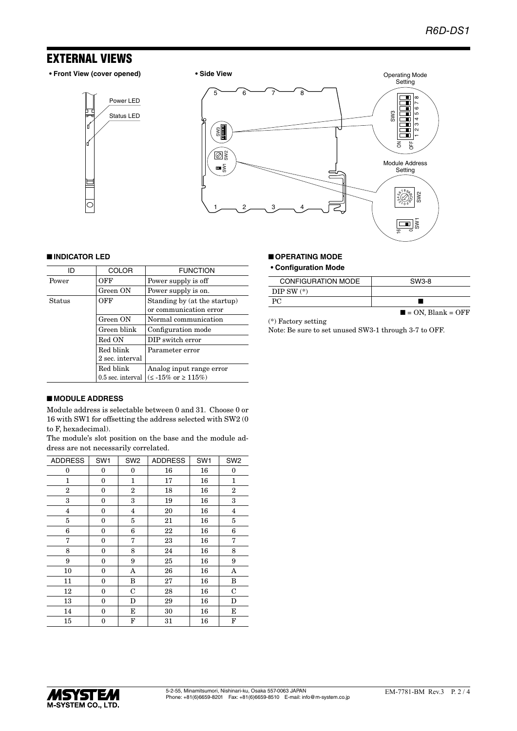## EXTERNAL VIEWS

**• Front View (cover opened)**

Power LED

Status LED

**• Side View**

Operating Mode Setting

Module Address Setting

### ■ INDICATOR LED

| ID | COLOR | FUNCTION |
|---|---|---|
| Power | OFF | Power supply is off |
| | Green ON | Power supply is on. |
| Status | OFF | Standing by (at the startup) or communication error |
| | Green ON | Normal communication |
| | Green blink | Configuration mode |
| | Red ON | DIP switch error |
| | Red blink 2 sec. interval | Parameter error |
| | Red blink 0.5 sec. interval | Analog input range error (≤ -15% or ≥ 115%) |

### ■ MODULE ADDRESS

Module address is selectable between 0 and 31. Choose 0 or 16 with SW1 for offsetting the address selected with SW2 (0 to F, hexadecimal).

The module's slot position on the base and the module address are not necessarily correlated.

| ADDRESS | SW1 | SW2 | ADDRESS | SW1 | SW2 |
|---|---|---|---|---|---|
| 0 | 0 | 0 | 16 | 16 | 0 |
| 1 | 0 | 1 | 17 | 16 | 1 |
| 2 | 0 | 2 | 18 | 16 | 2 |
| 3 | 0 | 3 | 19 | 16 | 3 |
| 4 | 0 | 4 | 20 | 16 | 4 |
| 5 | 0 | 5 | 21 | 16 | 5 |
| 6 | 0 | 6 | 22 | 16 | 6 |
| 7 | 0 | 7 | 23 | 16 | 7 |
| 8 | 0 | 8 | 24 | 16 | 8 |
| 9 | 0 | 9 | 25 | 16 | 9 |
| 10 | 0 | A | 26 | 16 | A |
| 11 | 0 | B | 27 | 16 | B |
| 12 | 0 | C | 28 | 16 | C |
| 13 | 0 | D | 29 | 16 | D |
| 14 | 0 | E | 30 | 16 | E |
| 15 | 0 | F | 31 | 16 | F |

### ■ OPERATING MODE

**• Configuration Mode**

| CONFIGURATION MODE | SW3-8 |
|---|---|
| DIP SW (*) | |
| PC | ■ |

■ = ON, Blank = OFF

(*) Factory setting

Note: Be sure to set unused SW3-1 through 3-7 to OFF.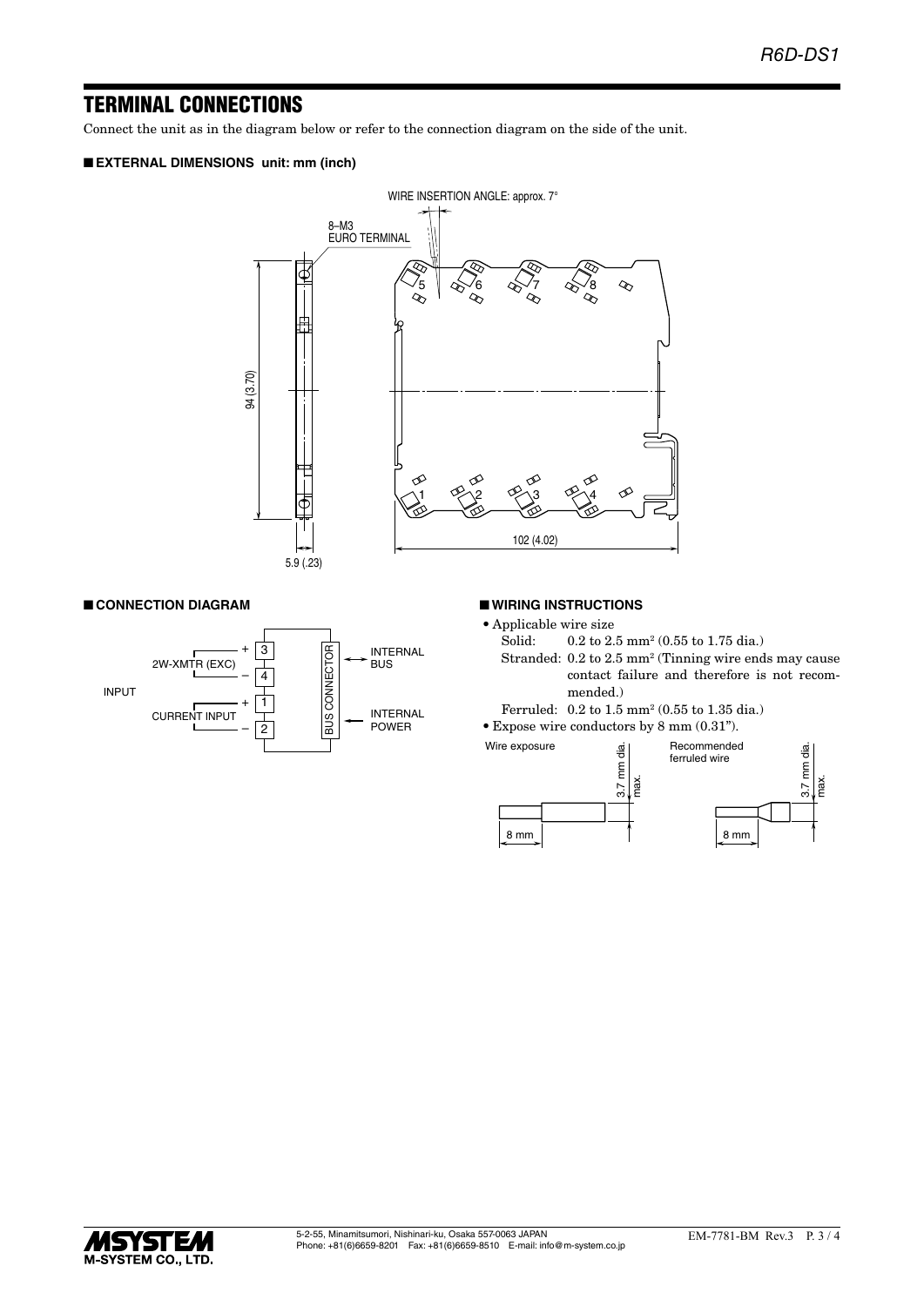## TERMINAL CONNECTIONS

Connect the unit as in the diagram below or refer to the connection diagram on the side of the unit.

### ■ EXTERNAL DIMENSIONS unit: mm (inch)

WIRE INSERTION ANGLE: approx. 7°

8–M3 EURO TERMINAL

94 (3.70)

5.9 (.23)

102 (4.02)

### ■ CONNECTION DIAGRAM

INPUT

2W-XMTR (EXC) + 3 – 4

CURRENT INPUT + 1 – 2

BUS CONNECTOR

INTERNAL BUS

INTERNAL POWER

### ■ WIRING INSTRUCTIONS

- Applicable wire size
  - Solid: 0.2 to 2.5 mm² (0.55 to 1.75 dia.)
  - Stranded: 0.2 to 2.5 mm² (Tinning wire ends may cause contact failure and therefore is not recommended.)
  - Ferruled: 0.2 to 1.5 mm² (0.55 to 1.35 dia.)
- Expose wire conductors by 8 mm (0.31").

Wire exposure: 8 mm, 3.7 mm dia. max.

Recommended ferruled wire: 8 mm, 3.7 mm dia. max.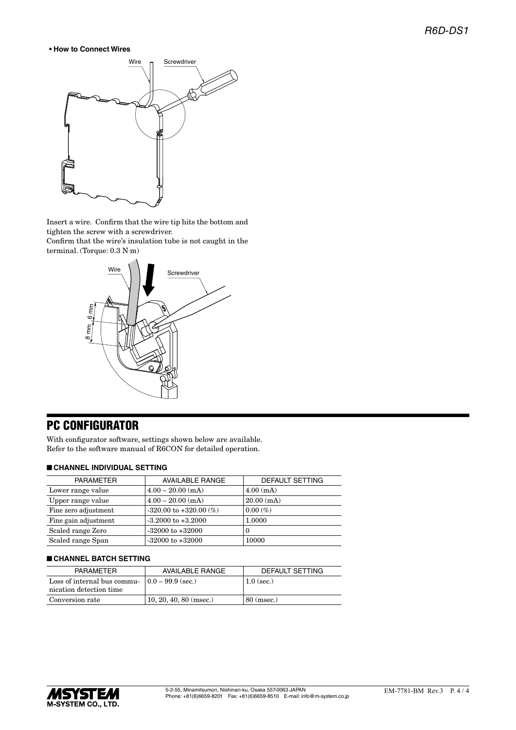**• How to Connect Wires**

Wire

Screwdriver

Insert a wire. Confirm that the wire tip hits the bottom and tighten the screw with a screwdriver.
Confirm that the wire's insulation tube is not caught in the terminal. (Torque: 0.3 N·m)

Wire

Screwdriver

6 mm

8 mm

## PC CONFIGURATOR

With configurator software, settings shown below are available.
Refer to the software manual of R6CON for detailed operation.

### ■ CHANNEL INDIVIDUAL SETTING

| PARAMETER | AVAILABLE RANGE | DEFAULT SETTING |
|---|---|---|
| Lower range value | 4.00 – 20.00 (mA) | 4.00 (mA) |
| Upper range value | 4.00 – 20.00 (mA) | 20.00 (mA) |
| Fine zero adjustment | -320.00 to +320.00 (%) | 0.00 (%) |
| Fine gain adjustment | -3.2000 to +3.2000 | 1.0000 |
| Scaled range Zero | -32000 to +32000 | 0 |
| Scaled range Span | -32000 to +32000 | 10000 |

### ■ CHANNEL BATCH SETTING

| PARAMETER | AVAILABLE RANGE | DEFAULT SETTING |
|---|---|---|
| Loss of internal bus communication detection time | 0.0 – 99.9 (sec.) | 1.0 (sec.) |
| Conversion rate | 10, 20, 40, 80 (msec.) | 80 (msec.) |